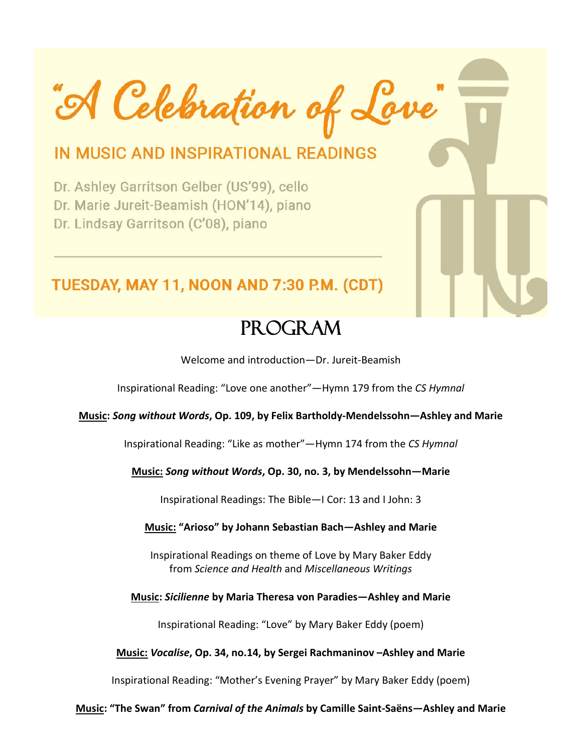# "A Celebration of Love"

## IN MUSIC AND INSPIRATIONAL READINGS

Dr. Ashley Garritson Gelber (US'99), cello
Dr. Marie Jureit-Beamish (HON'14), piano
Dr. Lindsay Garritson (C'08), piano

---

### TUESDAY, MAY 11, NOON AND 7:30 P.M. (CDT)

## PROGRAM

Welcome and introduction—Dr. Jureit-Beamish

Inspirational Reading: "Love one another"—Hymn 179 from the *CS Hymnal*

**Music: *Song without Words*, Op. 109, by Felix Bartholdy-Mendelssohn—Ashley and Marie**

Inspirational Reading: "Like as mother"—Hymn 174 from the *CS Hymnal*

**Music: *Song without Words*, Op. 30, no. 3, by Mendelssohn—Marie**

Inspirational Readings: The Bible—I Cor: 13 and I John: 3

**Music: "Arioso" by Johann Sebastian Bach—Ashley and Marie**

Inspirational Readings on theme of Love by Mary Baker Eddy
from *Science and Health* and *Miscellaneous Writings*

**Music: *Sicilienne* by Maria Theresa von Paradies—Ashley and Marie**

Inspirational Reading: "Love" by Mary Baker Eddy (poem)

**Music: *Vocalise*, Op. 34, no.14, by Sergei Rachmaninov –Ashley and Marie**

Inspirational Reading: "Mother's Evening Prayer" by Mary Baker Eddy (poem)

**Music: "The Swan" from *Carnival of the Animals* by Camille Saint-Saëns—Ashley and Marie**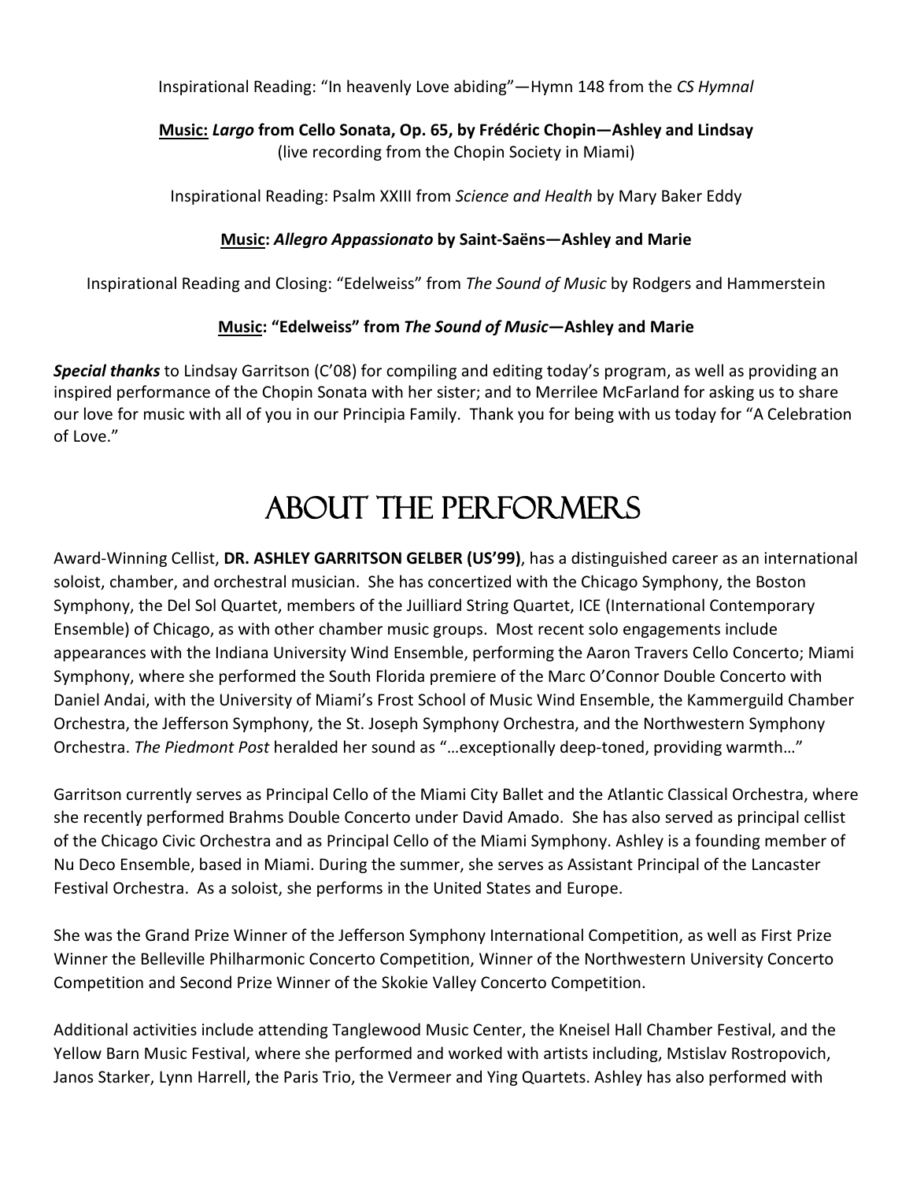Inspirational Reading: "In heavenly Love abiding"—Hymn 148 from the *CS Hymnal*

**<u>Music:</u> *Largo* from Cello Sonata, Op. 65, by Frédéric Chopin—Ashley and Lindsay**
(live recording from the Chopin Society in Miami)

Inspirational Reading: Psalm XXIII from *Science and Health* by Mary Baker Eddy

**<u>Music</u>: *Allegro Appassionato* by Saint-Saëns—Ashley and Marie**

Inspirational Reading and Closing: "Edelweiss" from *The Sound of Music* by Rodgers and Hammerstein

**<u>Music</u>: "Edelweiss" from *The Sound of Music*—Ashley and Marie**

***Special thanks*** to Lindsay Garritson (C'08) for compiling and editing today's program, as well as providing an inspired performance of the Chopin Sonata with her sister; and to Merrilee McFarland for asking us to share our love for music with all of you in our Principia Family. Thank you for being with us today for "A Celebration of Love."

# About the Performers

Award-Winning Cellist, **DR. ASHLEY GARRITSON GELBER (US'99)**, has a distinguished career as an international soloist, chamber, and orchestral musician. She has concertized with the Chicago Symphony, the Boston Symphony, the Del Sol Quartet, members of the Juilliard String Quartet, ICE (International Contemporary Ensemble) of Chicago, as with other chamber music groups. Most recent solo engagements include appearances with the Indiana University Wind Ensemble, performing the Aaron Travers Cello Concerto; Miami Symphony, where she performed the South Florida premiere of the Marc O'Connor Double Concerto with Daniel Andai, with the University of Miami's Frost School of Music Wind Ensemble, the Kammerguild Chamber Orchestra, the Jefferson Symphony, the St. Joseph Symphony Orchestra, and the Northwestern Symphony Orchestra. *The Piedmont Post* heralded her sound as "…exceptionally deep-toned, providing warmth…"

Garritson currently serves as Principal Cello of the Miami City Ballet and the Atlantic Classical Orchestra, where she recently performed Brahms Double Concerto under David Amado. She has also served as principal cellist of the Chicago Civic Orchestra and as Principal Cello of the Miami Symphony. Ashley is a founding member of Nu Deco Ensemble, based in Miami. During the summer, she serves as Assistant Principal of the Lancaster Festival Orchestra. As a soloist, she performs in the United States and Europe.

She was the Grand Prize Winner of the Jefferson Symphony International Competition, as well as First Prize Winner the Belleville Philharmonic Concerto Competition, Winner of the Northwestern University Concerto Competition and Second Prize Winner of the Skokie Valley Concerto Competition.

Additional activities include attending Tanglewood Music Center, the Kneisel Hall Chamber Festival, and the Yellow Barn Music Festival, where she performed and worked with artists including, Mstislav Rostropovich, Janos Starker, Lynn Harrell, the Paris Trio, the Vermeer and Ying Quartets. Ashley has also performed with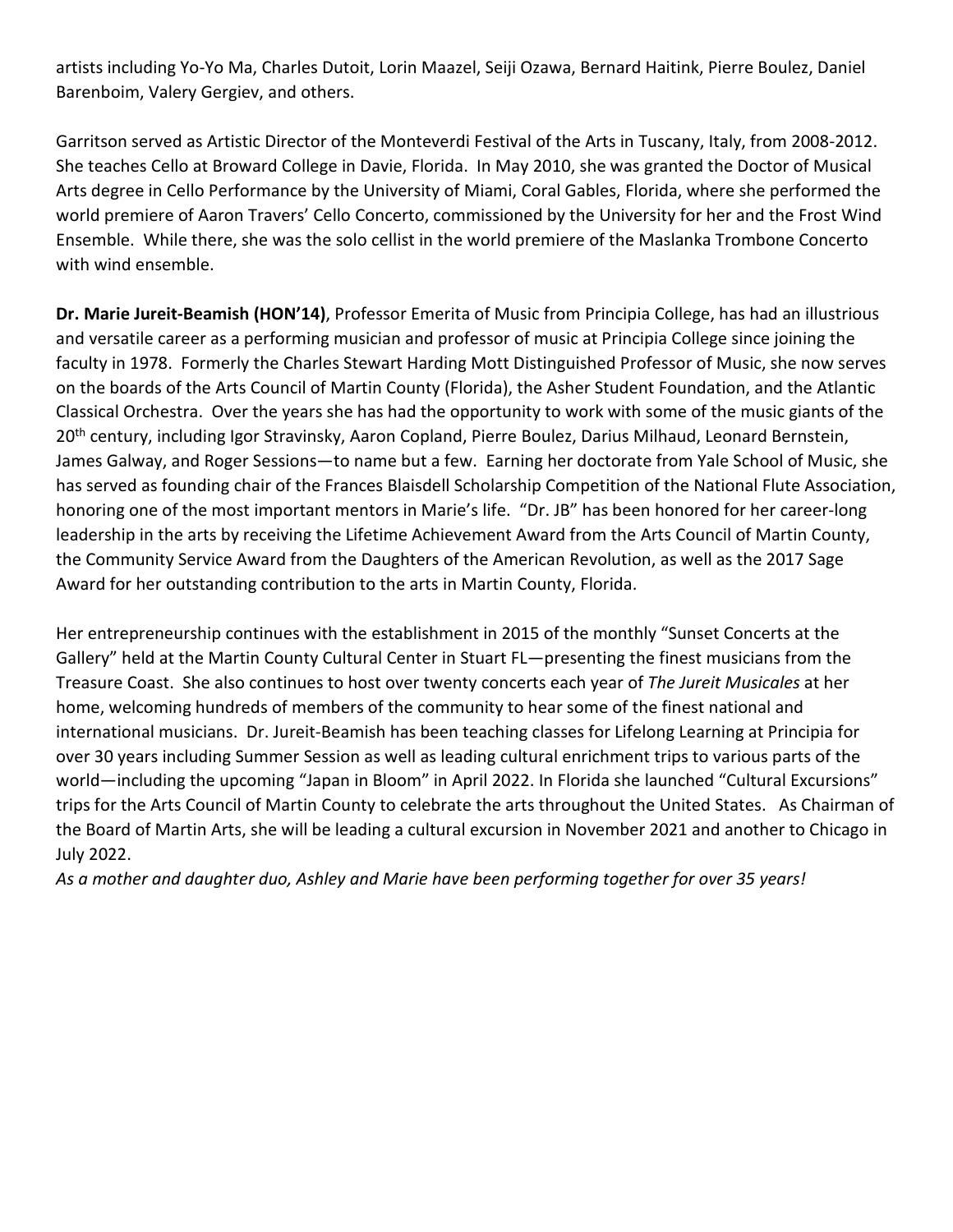artists including Yo-Yo Ma, Charles Dutoit, Lorin Maazel, Seiji Ozawa, Bernard Haitink, Pierre Boulez, Daniel Barenboim, Valery Gergiev, and others.

Garritson served as Artistic Director of the Monteverdi Festival of the Arts in Tuscany, Italy, from 2008-2012. She teaches Cello at Broward College in Davie, Florida. In May 2010, she was granted the Doctor of Musical Arts degree in Cello Performance by the University of Miami, Coral Gables, Florida, where she performed the world premiere of Aaron Travers' Cello Concerto, commissioned by the University for her and the Frost Wind Ensemble. While there, she was the solo cellist in the world premiere of the Maslanka Trombone Concerto with wind ensemble.

**Dr. Marie Jureit-Beamish (HON'14)**, Professor Emerita of Music from Principia College, has had an illustrious and versatile career as a performing musician and professor of music at Principia College since joining the faculty in 1978. Formerly the Charles Stewart Harding Mott Distinguished Professor of Music, she now serves on the boards of the Arts Council of Martin County (Florida), the Asher Student Foundation, and the Atlantic Classical Orchestra. Over the years she has had the opportunity to work with some of the music giants of the 20th century, including Igor Stravinsky, Aaron Copland, Pierre Boulez, Darius Milhaud, Leonard Bernstein, James Galway, and Roger Sessions—to name but a few. Earning her doctorate from Yale School of Music, she has served as founding chair of the Frances Blaisdell Scholarship Competition of the National Flute Association, honoring one of the most important mentors in Marie's life. "Dr. JB" has been honored for her career-long leadership in the arts by receiving the Lifetime Achievement Award from the Arts Council of Martin County, the Community Service Award from the Daughters of the American Revolution, as well as the 2017 Sage Award for her outstanding contribution to the arts in Martin County, Florida.

Her entrepreneurship continues with the establishment in 2015 of the monthly "Sunset Concerts at the Gallery" held at the Martin County Cultural Center in Stuart FL—presenting the finest musicians from the Treasure Coast. She also continues to host over twenty concerts each year of *The Jureit Musicales* at her home, welcoming hundreds of members of the community to hear some of the finest national and international musicians. Dr. Jureit-Beamish has been teaching classes for Lifelong Learning at Principia for over 30 years including Summer Session as well as leading cultural enrichment trips to various parts of the world—including the upcoming "Japan in Bloom" in April 2022. In Florida she launched "Cultural Excursions" trips for the Arts Council of Martin County to celebrate the arts throughout the United States. As Chairman of the Board of Martin Arts, she will be leading a cultural excursion in November 2021 and another to Chicago in July 2022.

*As a mother and daughter duo, Ashley and Marie have been performing together for over 35 years!*